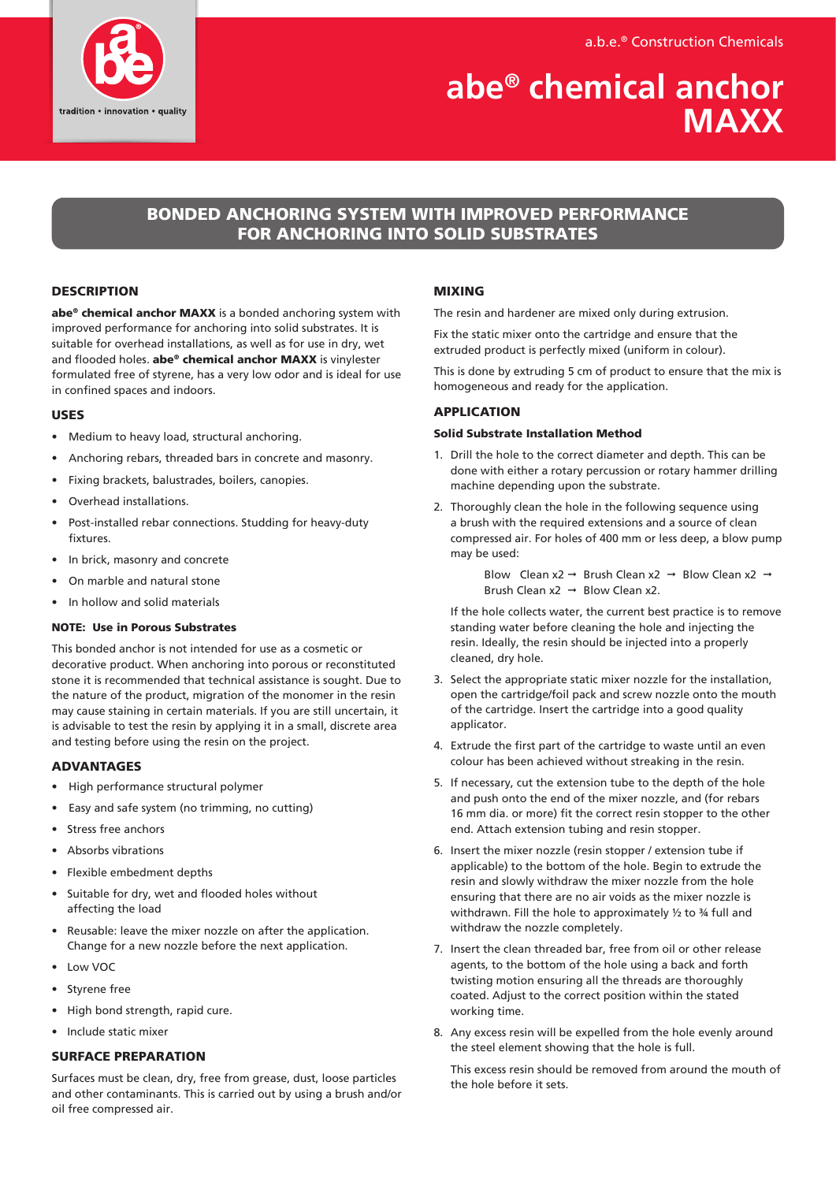a.b.e.® Construction Chemicals

# abe® chemical anchor MAXX

## BONDED ANCHORING SYSTEM WITH IMPROVED PERFORMANCE FOR ANCHORING INTO SOLID SUBSTRATES

### DESCRIPTION

**abe® chemical anchor MAXX** is a bonded anchoring system with improved performance for anchoring into solid substrates. It is suitable for overhead installations, as well as for use in dry, wet and flooded holes. **abe® chemical anchor MAXX** is vinylester formulated free of styrene, has a very low odor and is ideal for use in confined spaces and indoors.

### USES

- Medium to heavy load, structural anchoring.
- Anchoring rebars, threaded bars in concrete and masonry.
- Fixing brackets, balustrades, boilers, canopies.
- Overhead installations.
- Post-installed rebar connections. Studding for heavy-duty fixtures.
- In brick, masonry and concrete
- On marble and natural stone
- In hollow and solid materials

**NOTE: Use in Porous Substrates**

This bonded anchor is not intended for use as a cosmetic or decorative product. When anchoring into porous or reconstituted stone it is recommended that technical assistance is sought. Due to the nature of the product, migration of the monomer in the resin may cause staining in certain materials. If you are still uncertain, it is advisable to test the resin by applying it in a small, discrete area and testing before using the resin on the project.

### ADVANTAGES

- High performance structural polymer
- Easy and safe system (no trimming, no cutting)
- Stress free anchors
- Absorbs vibrations
- Flexible embedment depths
- Suitable for dry, wet and flooded holes without affecting the load
- Reusable: leave the mixer nozzle on after the application. Change for a new nozzle before the next application.
- Low VOC
- Styrene free
- High bond strength, rapid cure.
- Include static mixer

### SURFACE PREPARATION

Surfaces must be clean, dry, free from grease, dust, loose particles and other contaminants. This is carried out by using a brush and/or oil free compressed air.

### MIXING

The resin and hardener are mixed only during extrusion.

Fix the static mixer onto the cartridge and ensure that the extruded product is perfectly mixed (uniform in colour).

This is done by extruding 5 cm of product to ensure that the mix is homogeneous and ready for the application.

### APPLICATION

**Solid Substrate Installation Method**

1. Drill the hole to the correct diameter and depth. This can be done with either a rotary percussion or rotary hammer drilling machine depending upon the substrate.
2. Thoroughly clean the hole in the following sequence using a brush with the required extensions and a source of clean compressed air. For holes of 400 mm or less deep, a blow pump may be used:

   Blow Clean x2 → Brush Clean x2 → Blow Clean x2 → Brush Clean x2 → Blow Clean x2.

   If the hole collects water, the current best practice is to remove standing water before cleaning the hole and injecting the resin. Ideally, the resin should be injected into a properly cleaned, dry hole.
3. Select the appropriate static mixer nozzle for the installation, open the cartridge/foil pack and screw nozzle onto the mouth of the cartridge. Insert the cartridge into a good quality applicator.
4. Extrude the first part of the cartridge to waste until an even colour has been achieved without streaking in the resin.
5. If necessary, cut the extension tube to the depth of the hole and push onto the end of the mixer nozzle, and (for rebars 16 mm dia. or more) fit the correct resin stopper to the other end. Attach extension tubing and resin stopper.
6. Insert the mixer nozzle (resin stopper / extension tube if applicable) to the bottom of the hole. Begin to extrude the resin and slowly withdraw the mixer nozzle from the hole ensuring that there are no air voids as the mixer nozzle is withdrawn. Fill the hole to approximately ½ to ¾ full and withdraw the nozzle completely.
7. Insert the clean threaded bar, free from oil or other release agents, to the bottom of the hole using a back and forth twisting motion ensuring all the threads are thoroughly coated. Adjust to the correct position within the stated working time.
8. Any excess resin will be expelled from the hole evenly around the steel element showing that the hole is full.

   This excess resin should be removed from around the mouth of the hole before it sets.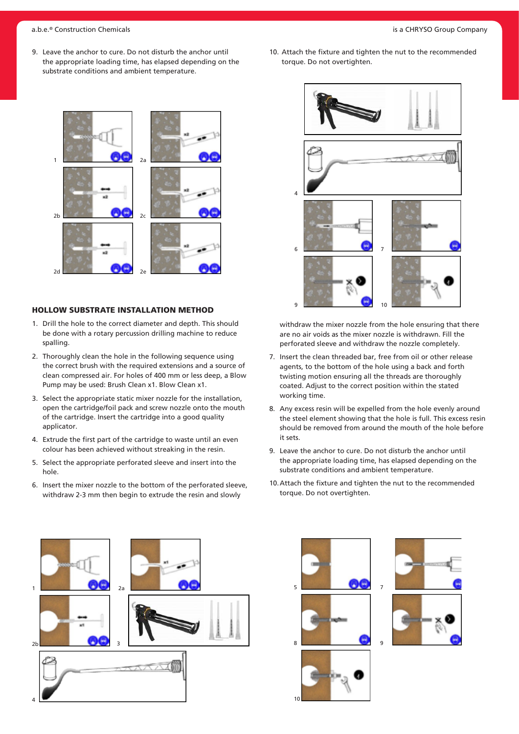9. Leave the anchor to cure. Do not disturb the anchor until the appropriate loading time, has elapsed depending on the substrate conditions and ambient temperature.

10. Attach the fixture and tighten the nut to the recommended torque. Do not overtighten.

## HOLLOW SUBSTRATE INSTALLATION METHOD

1. Drill the hole to the correct diameter and depth. This should be done with a rotary percussion drilling machine to reduce spalling.
2. Thoroughly clean the hole in the following sequence using the correct brush with the required extensions and a source of clean compressed air. For holes of 400 mm or less deep, a Blow Pump may be used: Brush Clean x1. Blow Clean x1.
3. Select the appropriate static mixer nozzle for the installation, open the cartridge/foil pack and screw nozzle onto the mouth of the cartridge. Insert the cartridge into a good quality applicator.
4. Extrude the first part of the cartridge to waste until an even colour has been achieved without streaking in the resin.
5. Select the appropriate perforated sleeve and insert into the hole.
6. Insert the mixer nozzle to the bottom of the perforated sleeve, withdraw 2-3 mm then begin to extrude the resin and slowly withdraw the mixer nozzle from the hole ensuring that there are no air voids as the mixer nozzle is withdrawn. Fill the perforated sleeve and withdraw the nozzle completely.
7. Insert the clean threaded bar, free from oil or other release agents, to the bottom of the hole using a back and forth twisting motion ensuring all the threads are thoroughly coated. Adjust to the correct position within the stated working time.
8. Any excess resin will be expelled from the hole evenly around the steel element showing that the hole is full. This excess resin should be removed from around the mouth of the hole before it sets.
9. Leave the anchor to cure. Do not disturb the anchor until the appropriate loading time, has elapsed depending on the substrate conditions and ambient temperature.
10. Attach the fixture and tighten the nut to the recommended torque. Do not overtighten.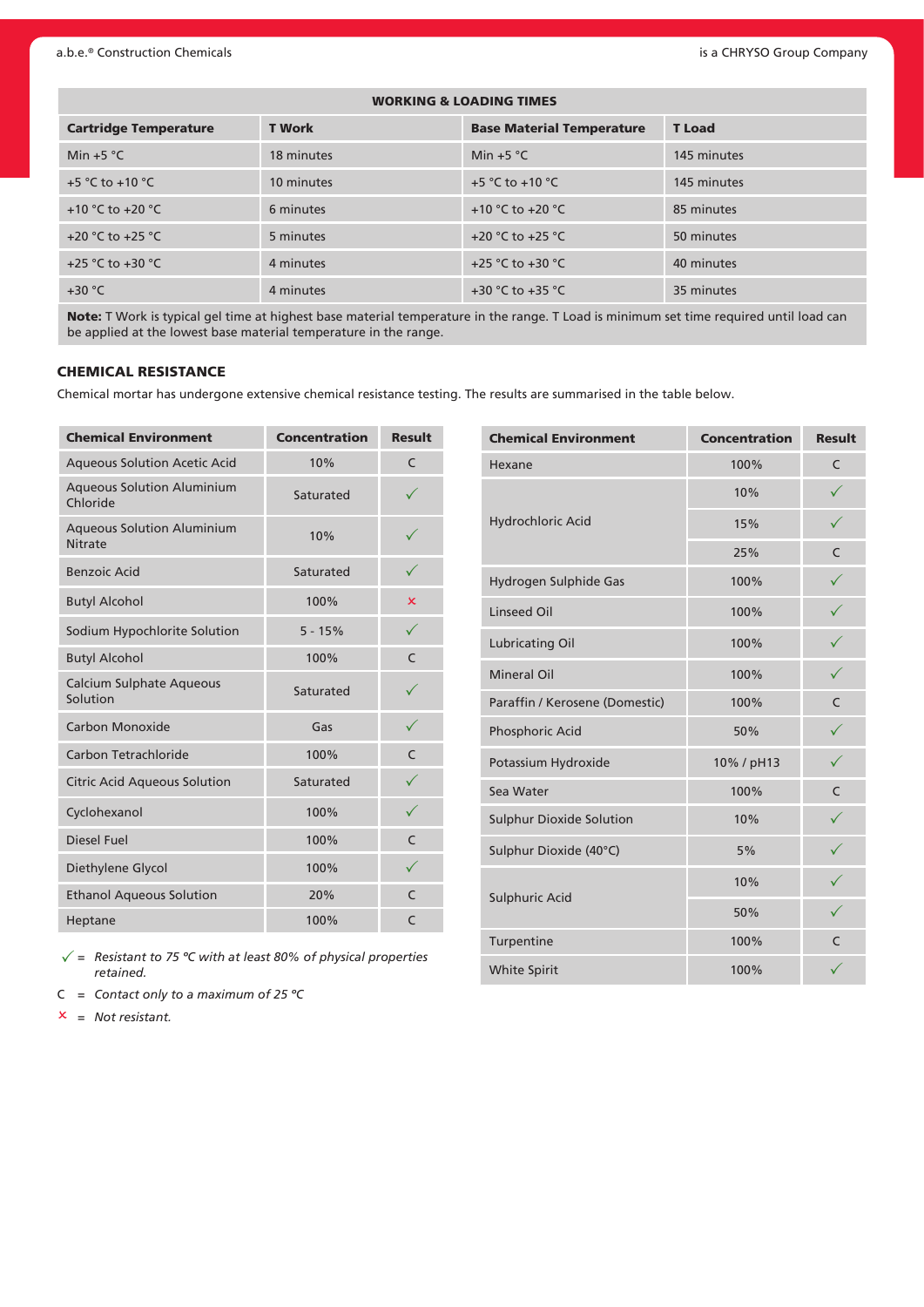| WORKING & LOADING TIMES | | | |
|---|---|---|---|
| **Cartridge Temperature** | **T Work** | **Base Material Temperature** | **T Load** |
| Min +5 °C | 18 minutes | Min +5 °C | 145 minutes |
| +5 °C to +10 °C | 10 minutes | +5 °C to +10 °C | 145 minutes |
| +10 °C to +20 °C | 6 minutes | +10 °C to +20 °C | 85 minutes |
| +20 °C to +25 °C | 5 minutes | +20 °C to +25 °C | 50 minutes |
| +25 °C to +30 °C | 4 minutes | +25 °C to +30 °C | 40 minutes |
| +30 °C | 4 minutes | +30 °C to +35 °C | 35 minutes |

**Note:** T Work is typical gel time at highest base material temperature in the range. T Load is minimum set time required until load can be applied at the lowest base material temperature in the range.

## CHEMICAL RESISTANCE

Chemical mortar has undergone extensive chemical resistance testing. The results are summarised in the table below.

| Chemical Environment | Concentration | Result |
|---|---|---|
| Aqueous Solution Acetic Acid | 10% | C |
| Aqueous Solution Aluminium Chloride | Saturated | ✓ |
| Aqueous Solution Aluminium Nitrate | 10% | ✓ |
| Benzoic Acid | Saturated | ✓ |
| Butyl Alcohol | 100% | × |
| Sodium Hypochlorite Solution | 5 - 15% | ✓ |
| Butyl Alcohol | 100% | C |
| Calcium Sulphate Aqueous Solution | Saturated | ✓ |
| Carbon Monoxide | Gas | ✓ |
| Carbon Tetrachloride | 100% | C |
| Citric Acid Aqueous Solution | Saturated | ✓ |
| Cyclohexanol | 100% | ✓ |
| Diesel Fuel | 100% | C |
| Diethylene Glycol | 100% | ✓ |
| Ethanol Aqueous Solution | 20% | C |
| Heptane | 100% | C |

✓ = *Resistant to 75 °C with at least 80% of physical properties retained.*

C = *Contact only to a maximum of 25 °C*

× = *Not resistant.*

| Chemical Environment | Concentration | Result |
|---|---|---|
| Hexane | 100% | C |
| Hydrochloric Acid | 10% | ✓ |
| | 15% | ✓ |
| | 25% | C |
| Hydrogen Sulphide Gas | 100% | ✓ |
| Linseed Oil | 100% | ✓ |
| Lubricating Oil | 100% | ✓ |
| Mineral Oil | 100% | ✓ |
| Paraffin / Kerosene (Domestic) | 100% | C |
| Phosphoric Acid | 50% | ✓ |
| Potassium Hydroxide | 10% / pH13 | ✓ |
| Sea Water | 100% | C |
| Sulphur Dioxide Solution | 10% | ✓ |
| Sulphur Dioxide (40°C) | 5% | ✓ |
| Sulphuric Acid | 10% | ✓ |
| | 50% | ✓ |
| Turpentine | 100% | C |
| White Spirit | 100% | ✓ |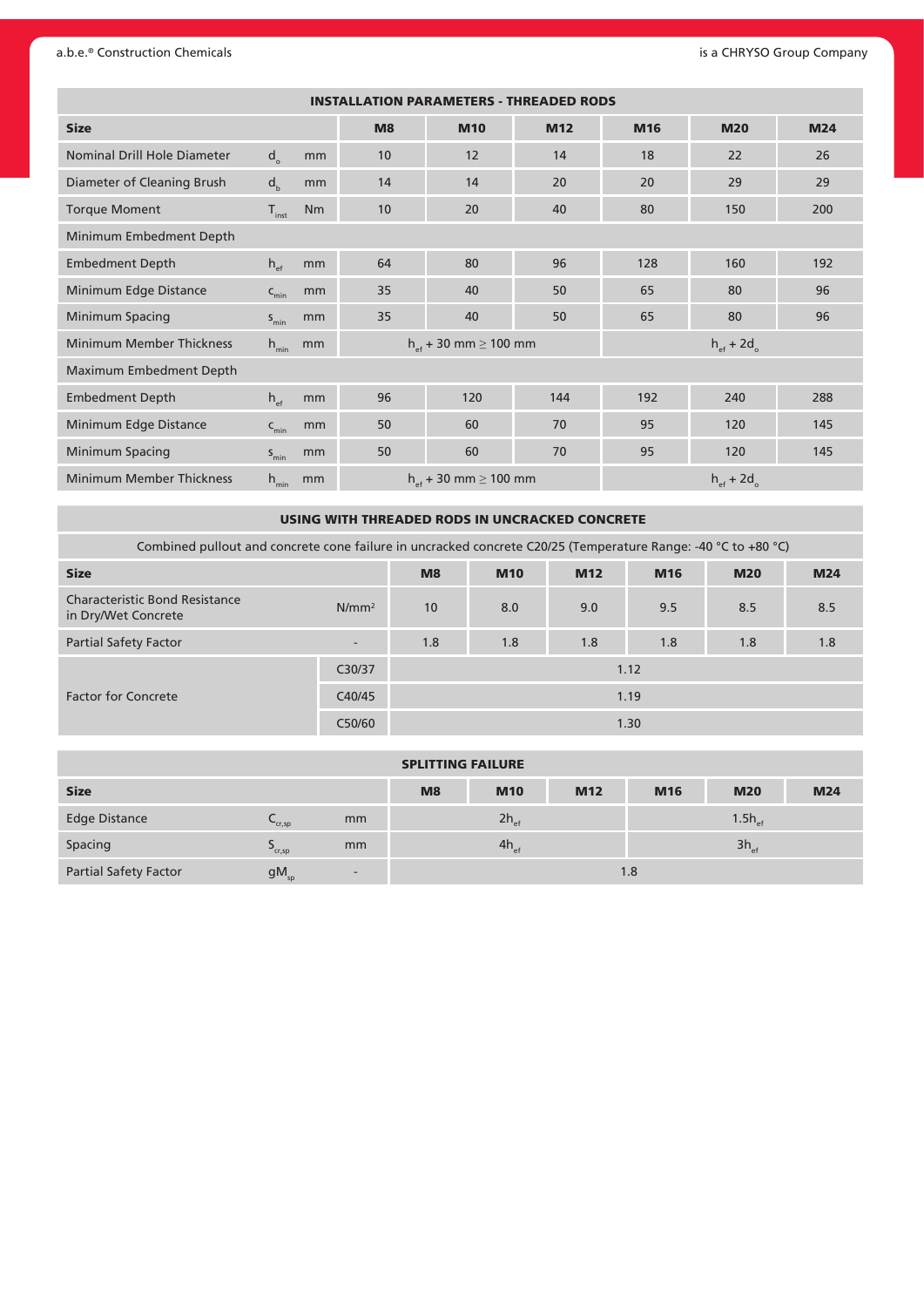| INSTALLATION PARAMETERS - THREADED RODS | | | | | | | | |
|---|---|---|---|---|---|---|---|---|
| **Size** | | | **M8** | **M10** | **M12** | **M16** | **M20** | **M24** |
| Nominal Drill Hole Diameter | $d_o$ | mm | 10 | 12 | 14 | 18 | 22 | 26 |
| Diameter of Cleaning Brush | $d_b$ | mm | 14 | 14 | 20 | 20 | 29 | 29 |
| Torque Moment | $T_{inst}$ | Nm | 10 | 20 | 40 | 80 | 150 | 200 |
| Minimum Embedment Depth | | | | | | | | |
| Embedment Depth | $h_{ef}$ | mm | 64 | 80 | 96 | 128 | 160 | 192 |
| Minimum Edge Distance | $c_{min}$ | mm | 35 | 40 | 50 | 65 | 80 | 96 |
| Minimum Spacing | $s_{min}$ | mm | 35 | 40 | 50 | 65 | 80 | 96 |
| Minimum Member Thickness | $h_{min}$ | mm | $h_{ef}$ + 30 mm ≥ 100 mm | | | $h_{ef} + 2d_o$ | | |
| Maximum Embedment Depth | | | | | | | | |
| Embedment Depth | $h_{ef}$ | mm | 96 | 120 | 144 | 192 | 240 | 288 |
| Minimum Edge Distance | $c_{min}$ | mm | 50 | 60 | 70 | 95 | 120 | 145 |
| Minimum Spacing | $s_{min}$ | mm | 50 | 60 | 70 | 95 | 120 | 145 |
| Minimum Member Thickness | $h_{min}$ | mm | $h_{ef}$ + 30 mm ≥ 100 mm | | | $h_{ef} + 2d_o$ | | |

| USING WITH THREADED RODS IN UNCRACKED CONCRETE | | | | | | | |
|---|---|---|---|---|---|---|---|
| Combined pullout and concrete cone failure in uncracked concrete C20/25 (Temperature Range: -40 °C to +80 °C) | | | | | | | |
| **Size** | | **M8** | **M10** | **M12** | **M16** | **M20** | **M24** |
| Characteristic Bond Resistance in Dry/Wet Concrete | N/mm² | 10 | 8.0 | 9.0 | 9.5 | 8.5 | 8.5 |
| Partial Safety Factor | - | 1.8 | 1.8 | 1.8 | 1.8 | 1.8 | 1.8 |
| Factor for Concrete | C30/37 | 1.12 | | | | | |
| | C40/45 | 1.19 | | | | | |
| | C50/60 | 1.30 | | | | | |

| SPLITTING FAILURE | | | | | | | | |
|---|---|---|---|---|---|---|---|---|
| **Size** | | | **M8** | **M10** | **M12** | **M16** | **M20** | **M24** |
| Edge Distance | $C_{cr,sp}$ | mm | $2h_{ef}$ | | | $1.5h_{ef}$ | | |
| Spacing | $S_{cr,sp}$ | mm | $4h_{ef}$ | | | $3h_{ef}$ | | |
| Partial Safety Factor | $gM_{sp}$ | - | 1.8 | | | | | |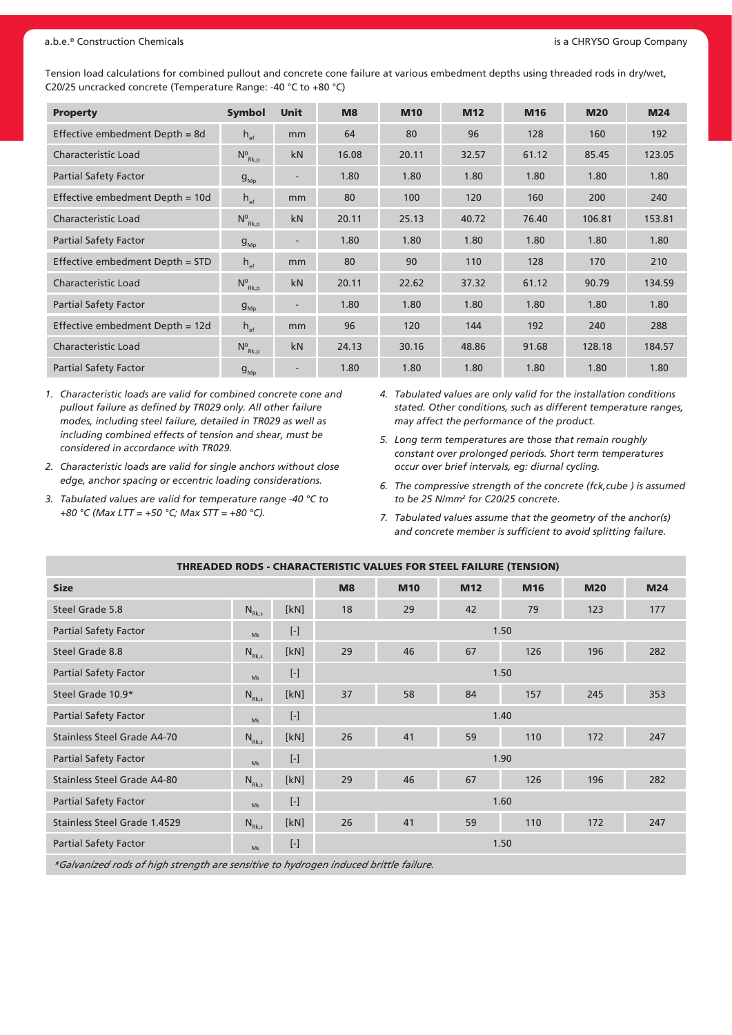Tension load calculations for combined pullout and concrete cone failure at various embedment depths using threaded rods in dry/wet, C20/25 uncracked concrete (Temperature Range: -40 °C to +80 °C)

| Property | Symbol | Unit | M8 | M10 | M12 | M16 | M20 | M24 |
|---|---|---|---|---|---|---|---|---|
| Effective embedment Depth = 8d | $h_{ef}$ | mm | 64 | 80 | 96 | 128 | 160 | 192 |
| Characteristic Load | $N^0_{Rk,p}$ | kN | 16.08 | 20.11 | 32.57 | 61.12 | 85.45 | 123.05 |
| Partial Safety Factor | $g_{Mp}$ | - | 1.80 | 1.80 | 1.80 | 1.80 | 1.80 | 1.80 |
| Effective embedment Depth = 10d | $h_{ef}$ | mm | 80 | 100 | 120 | 160 | 200 | 240 |
| Characteristic Load | $N^0_{Rk,p}$ | kN | 20.11 | 25.13 | 40.72 | 76.40 | 106.81 | 153.81 |
| Partial Safety Factor | $g_{Mp}$ | - | 1.80 | 1.80 | 1.80 | 1.80 | 1.80 | 1.80 |
| Effective embedment Depth = STD | $h_{ef}$ | mm | 80 | 90 | 110 | 128 | 170 | 210 |
| Characteristic Load | $N^0_{Rk,p}$ | kN | 20.11 | 22.62 | 37.32 | 61.12 | 90.79 | 134.59 |
| Partial Safety Factor | $g_{Mp}$ | - | 1.80 | 1.80 | 1.80 | 1.80 | 1.80 | 1.80 |
| Effective embedment Depth = 12d | $h_{ef}$ | mm | 96 | 120 | 144 | 192 | 240 | 288 |
| Characteristic Load | $N^0_{Rk,p}$ | kN | 24.13 | 30.16 | 48.86 | 91.68 | 128.18 | 184.57 |
| Partial Safety Factor | $g_{Mp}$ | - | 1.80 | 1.80 | 1.80 | 1.80 | 1.80 | 1.80 |

1. *Characteristic loads are valid for combined concrete cone and pullout failure as defined by TR029 only. All other failure modes, including steel failure, detailed in TR029 as well as including combined effects of tension and shear, must be considered in accordance with TR029.*
2. *Characteristic loads are valid for single anchors without close edge, anchor spacing or eccentric loading considerations.*
3. *Tabulated values are valid for temperature range -40 °C to +80 °C (Max LTT = +50 °C; Max STT = +80 °C).*
4. *Tabulated values are only valid for the installation conditions stated. Other conditions, such as different temperature ranges, may affect the performance of the product.*
5. *Long term temperatures are those that remain roughly constant over prolonged periods. Short term temperatures occur over brief intervals, eg: diurnal cycling.*
6. *The compressive strength of the concrete (fck,cube ) is assumed to be 25 N/mm² for C20/25 concrete.*
7. *Tabulated values assume that the geometry of the anchor(s) and concrete member is sufficient to avoid splitting failure.*

| THREADED RODS - CHARACTERISTIC VALUES FOR STEEL FAILURE (TENSION) | | | | | | | | |
|---|---|---|---|---|---|---|---|---|
| **Size** | | | **M8** | **M10** | **M12** | **M16** | **M20** | **M24** |
| Steel Grade 5.8 | $N_{Rk,s}$ | [kN] | 18 | 29 | 42 | 79 | 123 | 177 |
| Partial Safety Factor | $_{Ms}$ | [-] | 1.50 | | | | | |
| Steel Grade 8.8 | $N_{Rk,s}$ | [kN] | 29 | 46 | 67 | 126 | 196 | 282 |
| Partial Safety Factor | $_{Ms}$ | [-] | 1.50 | | | | | |
| Steel Grade 10.9* | $N_{Rk,s}$ | [kN] | 37 | 58 | 84 | 157 | 245 | 353 |
| Partial Safety Factor | $_{Ms}$ | [-] | 1.40 | | | | | |
| Stainless Steel Grade A4-70 | $N_{Rk,s}$ | [kN] | 26 | 41 | 59 | 110 | 172 | 247 |
| Partial Safety Factor | $_{Ms}$ | [-] | 1.90 | | | | | |
| Stainless Steel Grade A4-80 | $N_{Rk,s}$ | [kN] | 29 | 46 | 67 | 126 | 196 | 282 |
| Partial Safety Factor | $_{Ms}$ | [-] | 1.60 | | | | | |
| Stainless Steel Grade 1.4529 | $N_{Rk,s}$ | [kN] | 26 | 41 | 59 | 110 | 172 | 247 |
| Partial Safety Factor | $_{Ms}$ | [-] | 1.50 | | | | | |

*\*Galvanized rods of high strength are sensitive to hydrogen induced brittle failure.*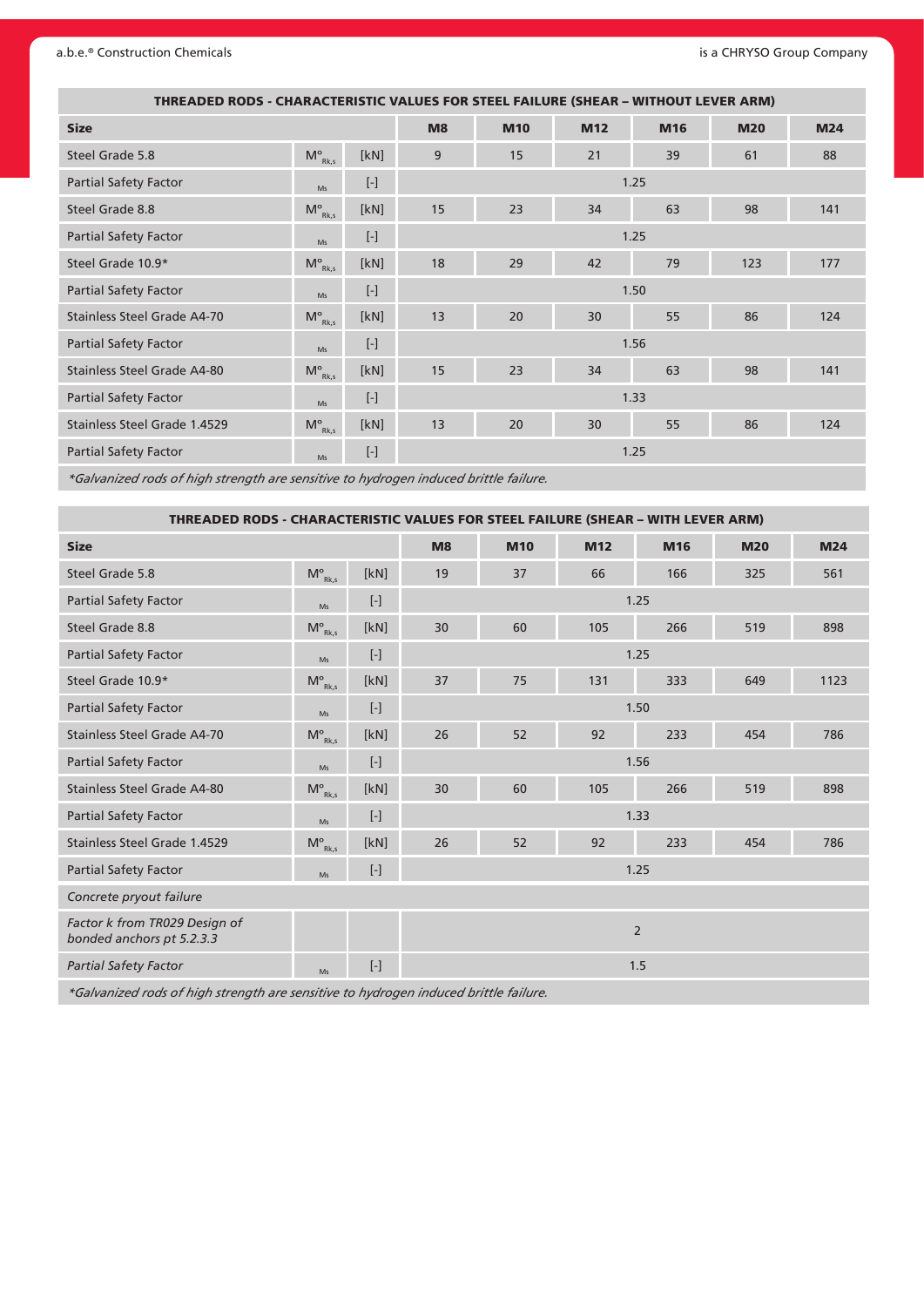| THREADED RODS - CHARACTERISTIC VALUES FOR STEEL FAILURE (SHEAR – WITHOUT LEVER ARM) | | | | | | | | |
|---|---|---|---|---|---|---|---|---|
| **Size** | | | **M8** | **M10** | **M12** | **M16** | **M20** | **M24** |
| Steel Grade 5.8 | $M^{o}_{Rk,s}$ | [kN] | 9 | 15 | 21 | 39 | 61 | 88 |
| Partial Safety Factor | $_{Ms}$ | [-] | 1.25 | | | | | |
| Steel Grade 8.8 | $M^{o}_{Rk,s}$ | [kN] | 15 | 23 | 34 | 63 | 98 | 141 |
| Partial Safety Factor | $_{Ms}$ | [-] | 1.25 | | | | | |
| Steel Grade 10.9* | $M^{o}_{Rk,s}$ | [kN] | 18 | 29 | 42 | 79 | 123 | 177 |
| Partial Safety Factor | $_{Ms}$ | [-] | 1.50 | | | | | |
| Stainless Steel Grade A4-70 | $M^{o}_{Rk,s}$ | [kN] | 13 | 20 | 30 | 55 | 86 | 124 |
| Partial Safety Factor | $_{Ms}$ | [-] | 1.56 | | | | | |
| Stainless Steel Grade A4-80 | $M^{o}_{Rk,s}$ | [kN] | 15 | 23 | 34 | 63 | 98 | 141 |
| Partial Safety Factor | $_{Ms}$ | [-] | 1.33 | | | | | |
| Stainless Steel Grade 1.4529 | $M^{o}_{Rk,s}$ | [kN] | 13 | 20 | 30 | 55 | 86 | 124 |
| Partial Safety Factor | $_{Ms}$ | [-] | 1.25 | | | | | |

*\*Galvanized rods of high strength are sensitive to hydrogen induced brittle failure.*

| THREADED RODS - CHARACTERISTIC VALUES FOR STEEL FAILURE (SHEAR – WITH LEVER ARM) | | | | | | | | |
|---|---|---|---|---|---|---|---|---|
| **Size** | | | **M8** | **M10** | **M12** | **M16** | **M20** | **M24** |
| Steel Grade 5.8 | $M^{o}_{Rk,s}$ | [kN] | 19 | 37 | 66 | 166 | 325 | 561 |
| Partial Safety Factor | $_{Ms}$ | [-] | 1.25 | | | | | |
| Steel Grade 8.8 | $M^{o}_{Rk,s}$ | [kN] | 30 | 60 | 105 | 266 | 519 | 898 |
| Partial Safety Factor | $_{Ms}$ | [-] | 1.25 | | | | | |
| Steel Grade 10.9* | $M^{o}_{Rk,s}$ | [kN] | 37 | 75 | 131 | 333 | 649 | 1123 |
| Partial Safety Factor | $_{Ms}$ | [-] | 1.50 | | | | | |
| Stainless Steel Grade A4-70 | $M^{o}_{Rk,s}$ | [kN] | 26 | 52 | 92 | 233 | 454 | 786 |
| Partial Safety Factor | $_{Ms}$ | [-] | 1.56 | | | | | |
| Stainless Steel Grade A4-80 | $M^{o}_{Rk,s}$ | [kN] | 30 | 60 | 105 | 266 | 519 | 898 |
| Partial Safety Factor | $_{Ms}$ | [-] | 1.33 | | | | | |
| Stainless Steel Grade 1.4529 | $M^{o}_{Rk,s}$ | [kN] | 26 | 52 | 92 | 233 | 454 | 786 |
| Partial Safety Factor | $_{Ms}$ | [-] | 1.25 | | | | | |
| *Concrete pryout failure* | | | | | | | | |
| *Factor k from TR029 Design of bonded anchors pt 5.2.3.3* | | | 2 | | | | | |
| *Partial Safety Factor* | $_{Ms}$ | [-] | 1.5 | | | | | |

*\*Galvanized rods of high strength are sensitive to hydrogen induced brittle failure.*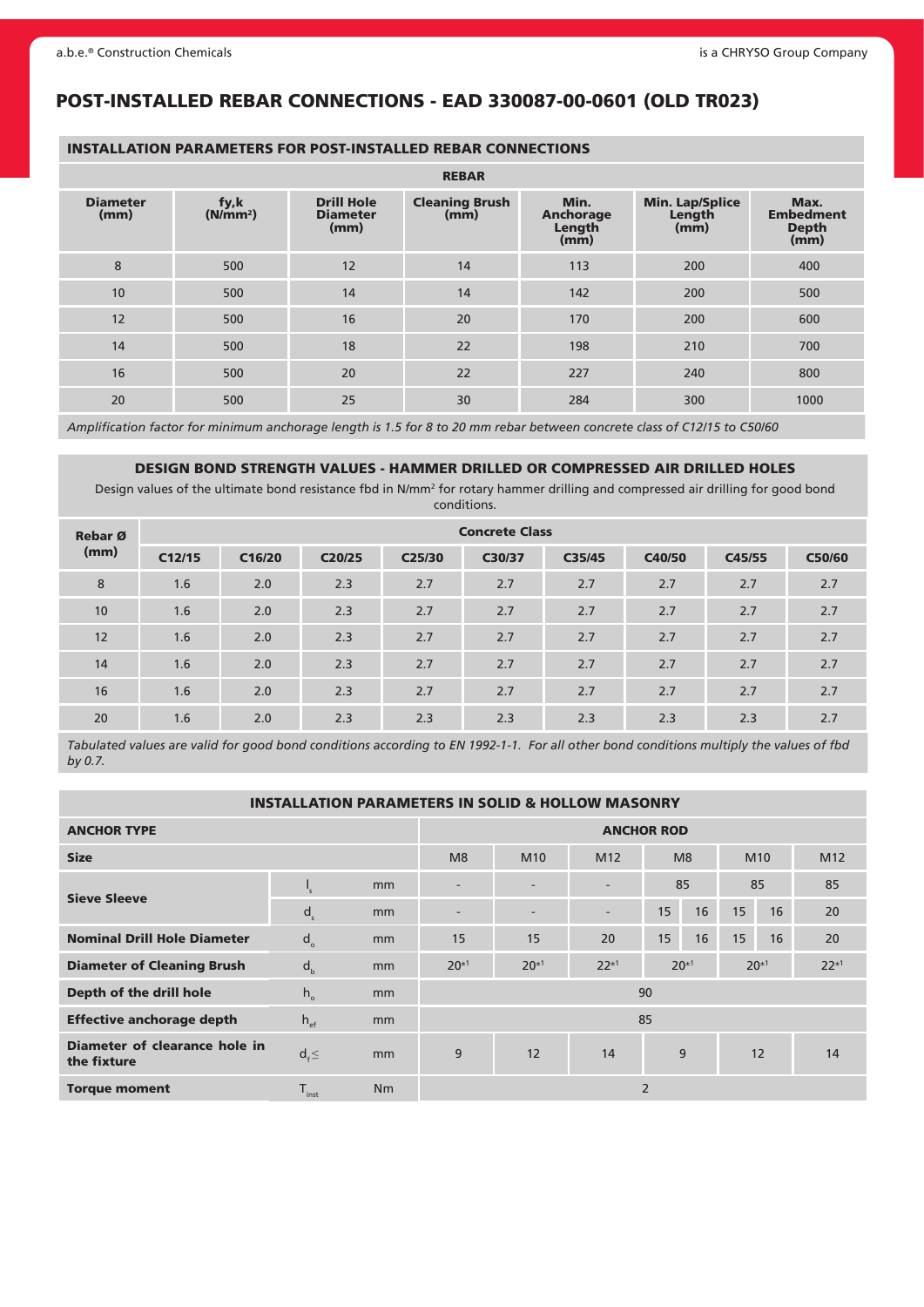# POST-INSTALLED REBAR CONNECTIONS - EAD 330087-00-0601 (OLD TR023)

## INSTALLATION PARAMETERS FOR POST-INSTALLED REBAR CONNECTIONS

| REBAR | | | | | | |
|---|---|---|---|---|---|---|
| **Diameter (mm)** | **fy,k ($N/mm^2$)** | **Drill Hole Diameter (mm)** | **Cleaning Brush (mm)** | **Min. Anchorage Length (mm)** | **Min. Lap/Splice Length (mm)** | **Max. Embedment Depth (mm)** |
| 8 | 500 | 12 | 14 | 113 | 200 | 400 |
| 10 | 500 | 14 | 14 | 142 | 200 | 500 |
| 12 | 500 | 16 | 20 | 170 | 200 | 600 |
| 14 | 500 | 18 | 22 | 198 | 210 | 700 |
| 16 | 500 | 20 | 22 | 227 | 240 | 800 |
| 20 | 500 | 25 | 30 | 284 | 300 | 1000 |

*Amplification factor for minimum anchorage length is 1.5 for 8 to 20 mm rebar between concrete class of C12/15 to C50/60*

## DESIGN BOND STRENGTH VALUES - HAMMER DRILLED OR COMPRESSED AIR DRILLED HOLES

Design values of the ultimate bond resistance fbd in $N/mm^2$ for rotary hammer drilling and compressed air drilling for good bond conditions.

| Rebar Ø (mm) | Concrete Class | | | | | | | | |
|---|---|---|---|---|---|---|---|---|---|
| | C12/15 | C16/20 | C20/25 | C25/30 | C30/37 | C35/45 | C40/50 | C45/55 | C50/60 |
| 8 | 1.6 | 2.0 | 2.3 | 2.7 | 2.7 | 2.7 | 2.7 | 2.7 | 2.7 |
| 10 | 1.6 | 2.0 | 2.3 | 2.7 | 2.7 | 2.7 | 2.7 | 2.7 | 2.7 |
| 12 | 1.6 | 2.0 | 2.3 | 2.7 | 2.7 | 2.7 | 2.7 | 2.7 | 2.7 |
| 14 | 1.6 | 2.0 | 2.3 | 2.7 | 2.7 | 2.7 | 2.7 | 2.7 | 2.7 |
| 16 | 1.6 | 2.0 | 2.3 | 2.7 | 2.7 | 2.7 | 2.7 | 2.7 | 2.7 |
| 20 | 1.6 | 2.0 | 2.3 | 2.3 | 2.3 | 2.3 | 2.3 | 2.3 | 2.7 |

*Tabulated values are valid for good bond conditions according to EN 1992-1-1. For all other bond conditions multiply the values of fbd by 0.7.*

## INSTALLATION PARAMETERS IN SOLID & HOLLOW MASONRY

| ANCHOR TYPE | | | ANCHOR ROD | | | | | | | |
|---|---|---|---|---|---|---|---|---|---|---|
| **Size** | | | M8 | M10 | M12 | M8 | | M10 | | M12 |
| **Sieve Sleeve** | $l_s$ | mm | - | - | - | 85 | | 85 | | 85 |
| | $d_s$ | mm | - | - | - | 15 | 16 | 15 | 16 | 20 |
| **Nominal Drill Hole Diameter** | $d_o$ | mm | 15 | 15 | 20 | 15 | 16 | 15 | 16 | 20 |
| **Diameter of Cleaning Brush** | $d_b$ | mm | $20^{\pm1}$ | $20^{\pm1}$ | $22^{\pm1}$ | $20^{\pm1}$ | | $20^{\pm1}$ | | $22^{\pm1}$ |
| **Depth of the drill hole** | $h_o$ | mm | 90 | | | | | | | |
| **Effective anchorage depth** | $h_{ef}$ | mm | 85 | | | | | | | |
| **Diameter of clearance hole in the fixture** | $d_f \leq$ | mm | 9 | 12 | 14 | 9 | | 12 | | 14 |
| **Torque moment** | $T_{inst}$ | Nm | 2 | | | | | | | |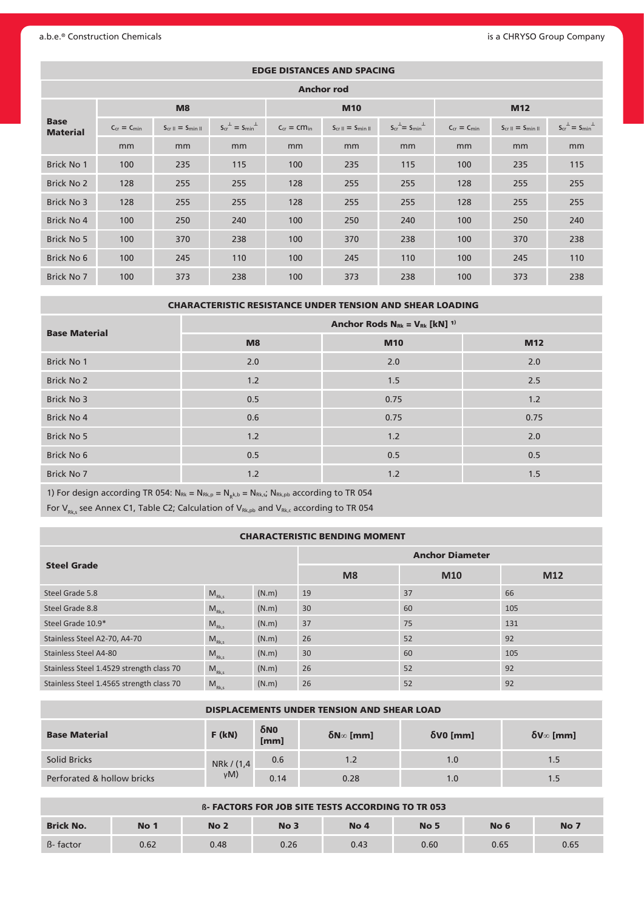## EDGE DISTANCES AND SPACING

| Base Material | Anchor rod | | | | | | | | |
|---|---|---|---|---|---|---|---|---|---|
| | M8 | | | M10 | | | M12 | | |
| | $c_{cr} = c_{min}$ | $s_{cr\,II} = s_{min\,II}$ | $s_{cr}^{\perp} = s_{min}^{\perp}$ | $c_{cr} = cm_{in}$ | $s_{cr\,II} = s_{min\,II}$ | $s_{cr}^{\perp} = s_{min}^{\perp}$ | $c_{cr} = c_{min}$ | $s_{cr\,II} = s_{min\,II}$ | $s_{cr}^{\perp} = s_{min}^{\perp}$ |
| | mm | mm | mm | mm | mm | mm | mm | mm | mm |
| Brick No 1 | 100 | 235 | 115 | 100 | 235 | 115 | 100 | 235 | 115 |
| Brick No 2 | 128 | 255 | 255 | 128 | 255 | 255 | 128 | 255 | 255 |
| Brick No 3 | 128 | 255 | 255 | 128 | 255 | 255 | 128 | 255 | 255 |
| Brick No 4 | 100 | 250 | 240 | 100 | 250 | 240 | 100 | 250 | 240 |
| Brick No 5 | 100 | 370 | 238 | 100 | 370 | 238 | 100 | 370 | 238 |
| Brick No 6 | 100 | 245 | 110 | 100 | 245 | 110 | 100 | 245 | 110 |
| Brick No 7 | 100 | 373 | 238 | 100 | 373 | 238 | 100 | 373 | 238 |

## CHARACTERISTIC RESISTANCE UNDER TENSION AND SHEAR LOADING

| Base Material | Anchor Rods $N_{Rk} = V_{Rk}$ [kN] [1] | | |
|---|---|---|---|
| | M8 | M10 | M12 |
| Brick No 1 | 2.0 | 2.0 | 2.0 |
| Brick No 2 | 1.2 | 1.5 | 2.5 |
| Brick No 3 | 0.5 | 0.75 | 1.2 |
| Brick No 4 | 0.6 | 0.75 | 0.75 |
| Brick No 5 | 1.2 | 1.2 | 2.0 |
| Brick No 6 | 0.5 | 0.5 | 0.5 |
| Brick No 7 | 1.2 | 1.2 | 1.5 |

1) For design according TR 054: $N_{Rk} = N_{Rk,p} = N_{Rk,b} = N_{Rk,s}$; $N_{Rk,pb}$ according to TR 054

For $V_{Rk,s}$ see Annex C1, Table C2; Calculation of $V_{Rk,pb}$ and $V_{Rk,c}$ according to TR 054

## CHARACTERISTIC BENDING MOMENT

| Steel Grade | | | Anchor Diameter | | |
|---|---|---|---|---|---|
| | | | M8 | M10 | M12 |
| Steel Grade 5.8 | $M_{Rk,s}$ | (N.m) | 19 | 37 | 66 |
| Steel Grade 8.8 | $M_{Rk,s}$ | (N.m) | 30 | 60 | 105 |
| Steel Grade 10.9* | $M_{Rk,s}$ | (N.m) | 37 | 75 | 131 |
| Stainless Steel A2-70, A4-70 | $M_{Rk,s}$ | (N.m) | 26 | 52 | 92 |
| Stainless Steel A4-80 | $M_{Rk,s}$ | (N.m) | 30 | 60 | 105 |
| Stainless Steel 1.4529 strength class 70 | $M_{Rk,s}$ | (N.m) | 26 | 52 | 92 |
| Stainless Steel 1.4565 strength class 70 | $M_{Rk,s}$ | (N.m) | 26 | 52 | 92 |

## DISPLACEMENTS UNDER TENSION AND SHEAR LOAD

| Base Material | F (kN) | $\delta N0$ [mm] | $\delta N\infty$ [mm] | $\delta V0$ [mm] | $\delta V\infty$ [mm] |
|---|---|---|---|---|---|
| Solid Bricks | NRk / (1,4 γM) | 0.6 | 1.2 | 1.0 | 1.5 |
| Perforated & hollow bricks | | 0.14 | 0.28 | 1.0 | 1.5 |

## ß- FACTORS FOR JOB SITE TESTS ACCORDING TO TR 053

| Brick No. | No 1 | No 2 | No 3 | No 4 | No 5 | No 6 | No 7 |
|---|---|---|---|---|---|---|---|
| ß- factor | 0.62 | 0.48 | 0.26 | 0.43 | 0.60 | 0.65 | 0.65 |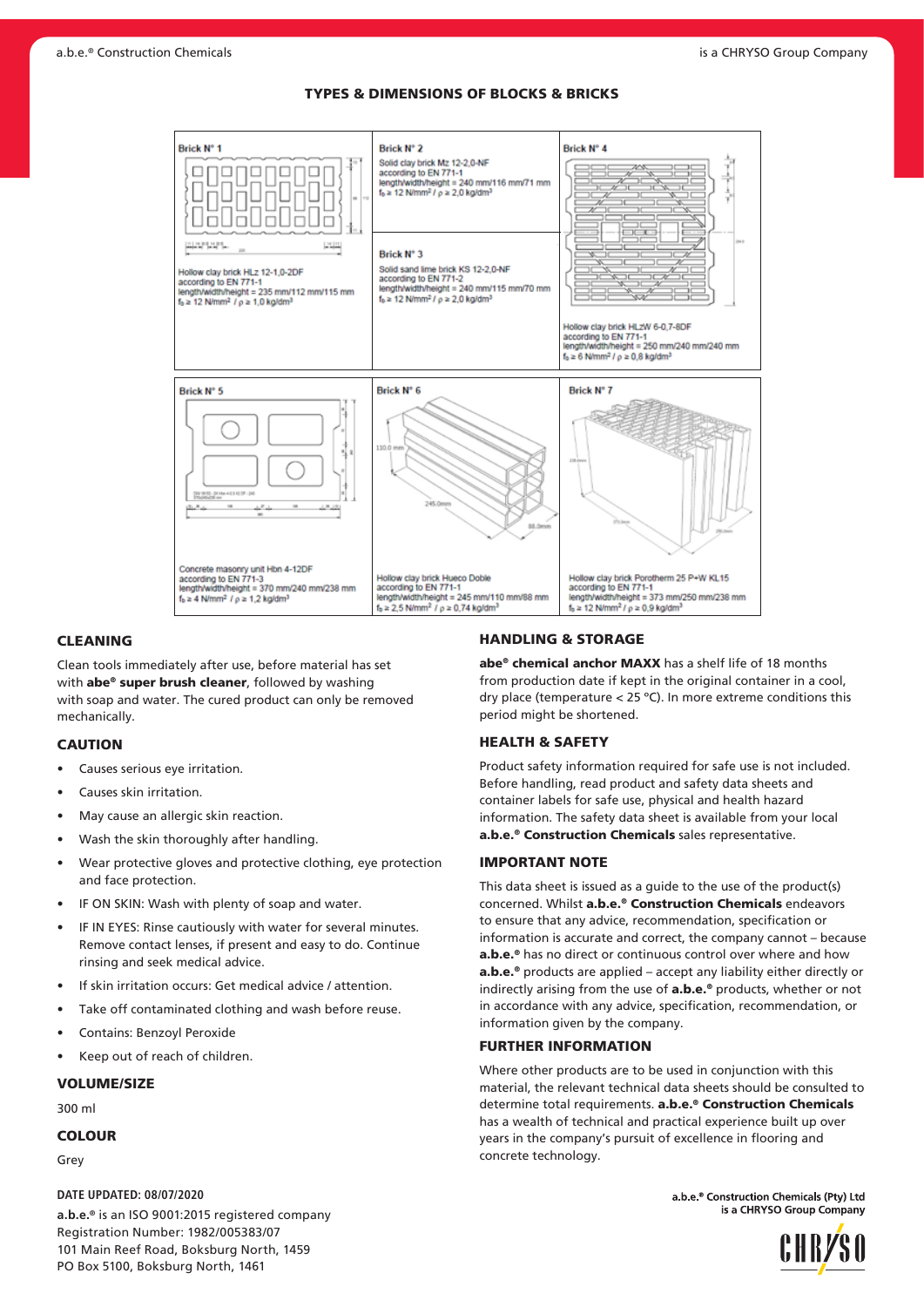## TYPES & DIMENSIONS OF BLOCKS & BRICKS

| | | |
|---|---|---|
| **Brick N° 1**<br>Hollow clay brick HLz 12-1,0-2DF according to EN 771-1 length/width/height = 235 mm/112 mm/115 mm $f_b \geq 12$ N/mm² / $\rho \geq 1,0$ kg/dm³ | **Brick N° 2**<br>Solid clay brick Mz 12-2,0-NF according to EN 771-1 length/width/height = 240 mm/116 mm/71 mm $f_b \geq 12$ N/mm² / $\rho \geq 2,0$ kg/dm³<br><br>**Brick N° 3**<br>Solid sand lime brick KS 12-2,0-NF according to EN 771-2 length/width/height = 240 mm/115 mm/70 mm $f_b \geq 12$ N/mm² / $\rho \geq 2,0$ kg/dm³ | **Brick N° 4**<br>Hollow clay brick HLzW 6-0,7-8DF according to EN 771-1 length/width/height = 250 mm/240 mm/240 mm $f_b \geq 6$ N/mm² / $\rho \geq 0,8$ kg/dm³ |
| **Brick N° 5**<br>Concrete masonry unit Hbn 4-12DF according to EN 771-3 length/width/height = 370 mm/240 mm/238 mm $f_b \geq 4$ N/mm² / $\rho \geq 1,2$ kg/dm³ | **Brick N° 6**<br>Hollow clay brick Hueco Doble according to EN 771-1 length/width/height = 245 mm/110 mm/88 mm $f_b \geq 2,5$ N/mm² / $\rho \geq 0,74$ kg/dm³ | **Brick N° 7**<br>Hollow clay brick Porotherm 25 P+W KL15 according to EN 771-1 length/width/height = 373 mm/250 mm/238 mm $f_b \geq 12$ N/mm² / $\rho \geq 0,9$ kg/dm³ |

## CLEANING

Clean tools immediately after use, before material has set with **abe® super brush cleaner**, followed by washing with soap and water. The cured product can only be removed mechanically.

## CAUTION

- Causes serious eye irritation.
- Causes skin irritation.
- May cause an allergic skin reaction.
- Wash the skin thoroughly after handling.
- Wear protective gloves and protective clothing, eye protection and face protection.
- IF ON SKIN: Wash with plenty of soap and water.
- IF IN EYES: Rinse cautiously with water for several minutes. Remove contact lenses, if present and easy to do. Continue rinsing and seek medical advice.
- If skin irritation occurs: Get medical advice / attention.
- Take off contaminated clothing and wash before reuse.
- Contains: Benzoyl Peroxide
- Keep out of reach of children.

## VOLUME/SIZE

300 ml

## COLOUR

Grey

## HANDLING & STORAGE

**abe® chemical anchor MAXX** has a shelf life of 18 months from production date if kept in the original container in a cool, dry place (temperature < 25 °C). In more extreme conditions this period might be shortened.

## HEALTH & SAFETY

Product safety information required for safe use is not included. Before handling, read product and safety data sheets and container labels for safe use, physical and health hazard information. The safety data sheet is available from your local **a.b.e.® Construction Chemicals** sales representative.

## IMPORTANT NOTE

This data sheet is issued as a guide to the use of the product(s) concerned. Whilst **a.b.e.® Construction Chemicals** endeavors to ensure that any advice, recommendation, specification or information is accurate and correct, the company cannot – because **a.b.e.®** has no direct or continuous control over where and how **a.b.e.®** products are applied – accept any liability either directly or indirectly arising from the use of **a.b.e.®** products, whether or not in accordance with any advice, specification, recommendation, or information given by the company.

## FURTHER INFORMATION

Where other products are to be used in conjunction with this material, the relevant technical data sheets should be consulted to determine total requirements. **a.b.e.® Construction Chemicals** has a wealth of technical and practical experience built up over years in the company's pursuit of excellence in flooring and concrete technology.

**DATE UPDATED: 08/07/2020**

**a.b.e.®** is an ISO 9001:2015 registered company
Registration Number: 1982/005383/07
101 Main Reef Road, Boksburg North, 1459
PO Box 5100, Boksburg North, 1461

**a.b.e.® Construction Chemicals (Pty) Ltd**
**is a CHRYSO Group Company**

CHRYSO